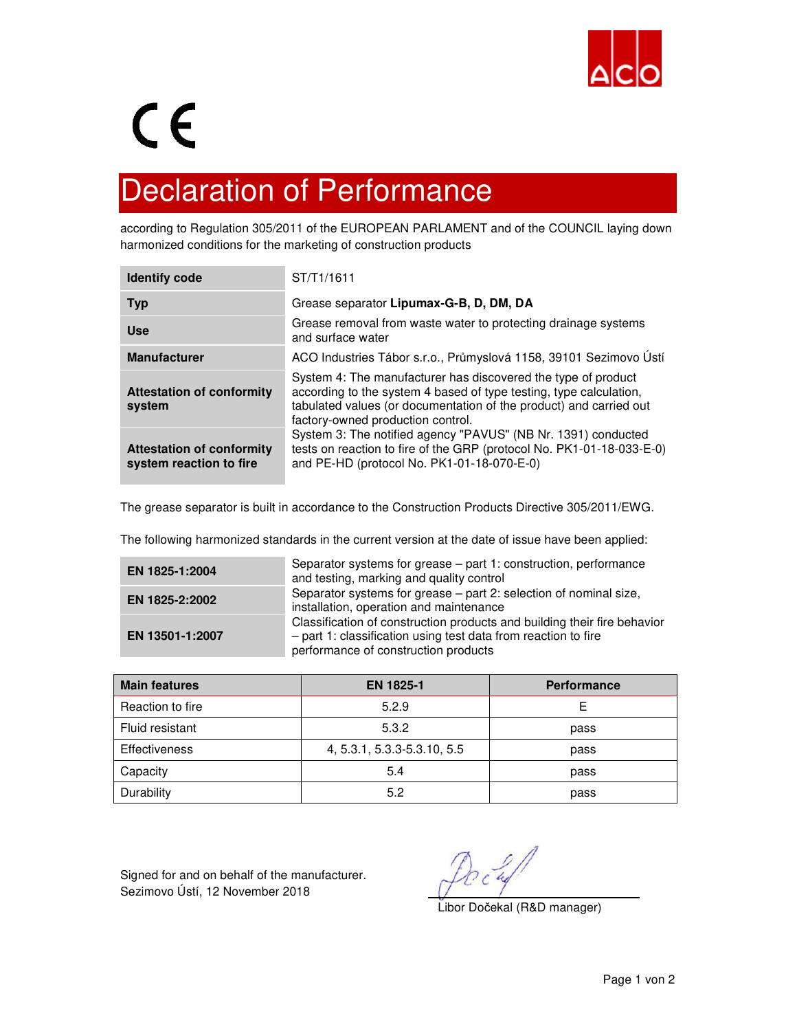CE

# Declaration of Performance

according to Regulation 305/2011 of the EUROPEAN PARLAMENT and of the COUNCIL laying down harmonized conditions for the marketing of construction products

| | |
|---|---|
| **Identify code** | ST/T1/1611 |
| **Typ** | Grease separator **Lipumax-G-B, D, DM, DA** |
| **Use** | Grease removal from waste water to protecting drainage systems and surface water |
| **Manufacturer** | ACO Industries Tábor s.r.o., Průmyslová 1158, 39101 Sezimovo Ústí |
| **Attestation of conformity system** | System 4: The manufacturer has discovered the type of product according to the system 4 based of type testing, type calculation, tabulated values (or documentation of the product) and carried out factory-owned production control. |
| **Attestation of conformity system reaction to fire** | System 3: The notified agency "PAVUS" (NB Nr. 1391) conducted tests on reaction to fire of the GRP (protocol No. PK1-01-18-033-E-0) and PE-HD (protocol No. PK1-01-18-070-E-0) |

The grease separator is built in accordance to the Construction Products Directive 305/2011/EWG.

The following harmonized standards in the current version at the date of issue have been applied:

| | |
|---|---|
| **EN 1825-1:2004** | Separator systems for grease – part 1: construction, performance and testing, marking and quality control |
| **EN 1825-2:2002** | Separator systems for grease – part 2: selection of nominal size, installation, operation and maintenance |
| **EN 13501-1:2007** | Classification of construction products and building their fire behavior – part 1: classification using test data from reaction to fire performance of construction products |

| Main features | EN 1825-1 | Performance |
|---|---|---|
| Reaction to fire | 5.2.9 | E |
| Fluid resistant | 5.3.2 | pass |
| Effectiveness | 4, 5.3.1, 5.3.3-5.3.10, 5.5 | pass |
| Capacity | 5.4 | pass |
| Durability | 5.2 | pass |

Signed for and on behalf of the manufacturer.
Sezimovo Ústí, 12 November 2018

Libor Dočekal (R&D manager)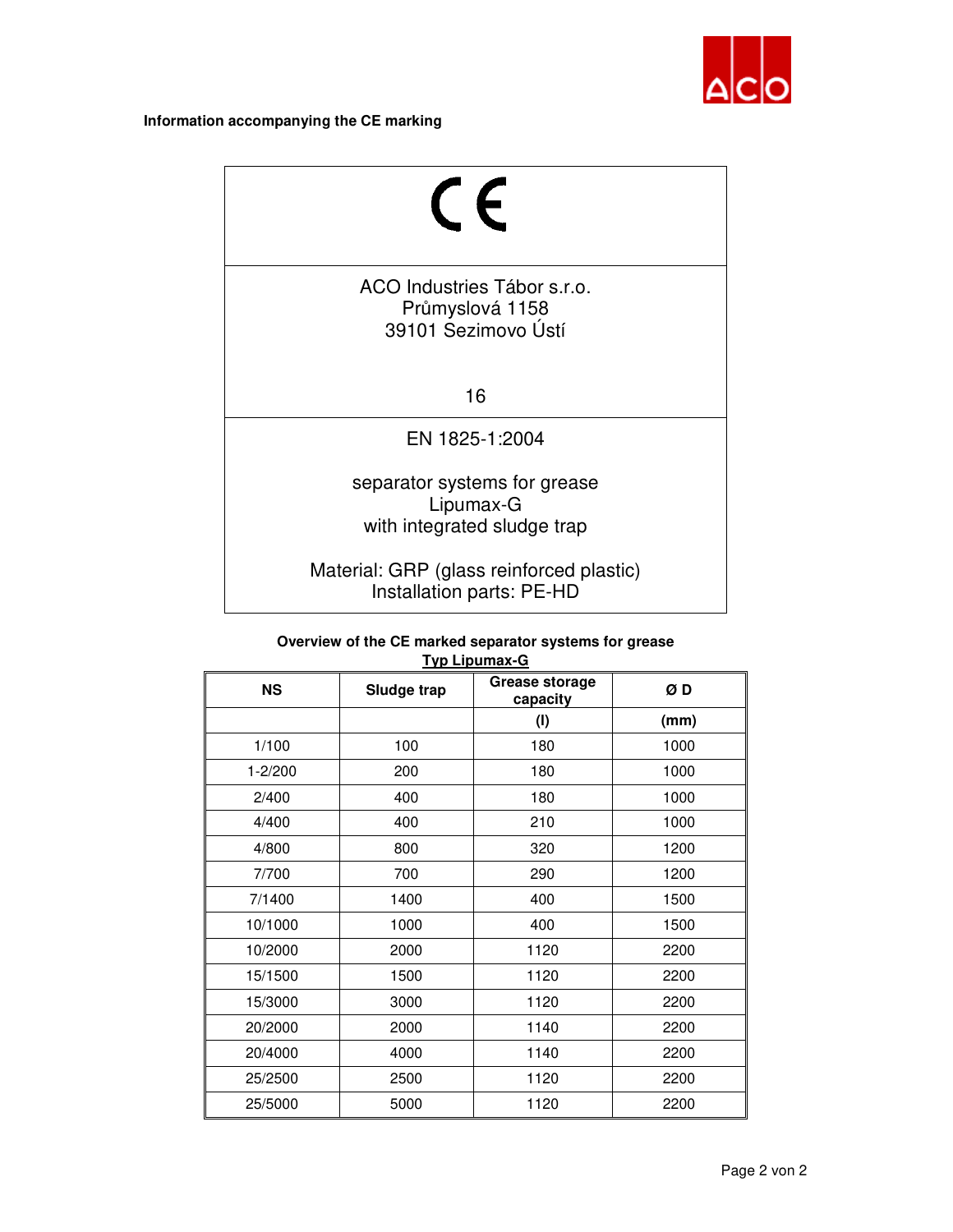**Information accompanying the CE marking**

CE

ACO Industries Tábor s.r.o.
Průmyslová 1158
39101 Sezimovo Ústí

16

EN 1825-1:2004

separator systems for grease
Lipumax-G
with integrated sludge trap

Material: GRP (glass reinforced plastic)
Installation parts: PE-HD

**Overview of the CE marked separator systems for grease**
**Typ Lipumax-G**

| NS | Sludge trap | Grease storage capacity | Ø D |
|---|---|---|---|
| | | (l) | (mm) |
| 1/100 | 100 | 180 | 1000 |
| 1-2/200 | 200 | 180 | 1000 |
| 2/400 | 400 | 180 | 1000 |
| 4/400 | 400 | 210 | 1000 |
| 4/800 | 800 | 320 | 1200 |
| 7/700 | 700 | 290 | 1200 |
| 7/1400 | 1400 | 400 | 1500 |
| 10/1000 | 1000 | 400 | 1500 |
| 10/2000 | 2000 | 1120 | 2200 |
| 15/1500 | 1500 | 1120 | 2200 |
| 15/3000 | 3000 | 1120 | 2200 |
| 20/2000 | 2000 | 1140 | 2200 |
| 20/4000 | 4000 | 1140 | 2200 |
| 25/2500 | 2500 | 1120 | 2200 |
| 25/5000 | 5000 | 1120 | 2200 |